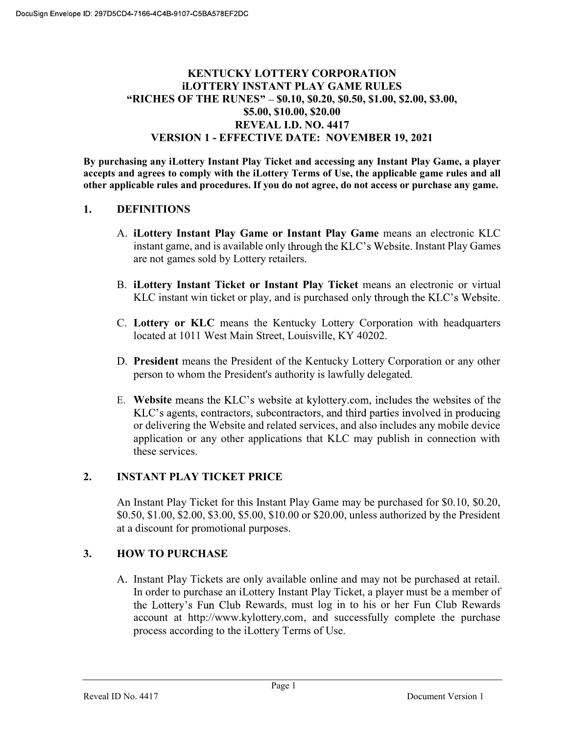# KENTUCKY LOTTERY CORPORATION
# iLOTTERY INSTANT PLAY GAME RULES
# "RICHES OF THE RUNES" – $0.10, $0.20, $0.50, $1.00, $2.00, $3.00, $5.00, $10.00, $20.00
# REVEAL I.D. NO. 4417
# VERSION 1 - EFFECTIVE DATE: NOVEMBER 19, 2021

**By purchasing any iLottery Instant Play Ticket and accessing any Instant Play Game, a player accepts and agrees to comply with the iLottery Terms of Use, the applicable game rules and all other applicable rules and procedures. If you do not agree, do not access or purchase any game.**

## 1. DEFINITIONS

A. **iLottery Instant Play Game or Instant Play Game** means an electronic KLC instant game, and is available only through the KLC's Website. Instant Play Games are not games sold by Lottery retailers.

B. **iLottery Instant Ticket or Instant Play Ticket** means an electronic or virtual KLC instant win ticket or play, and is purchased only through the KLC's Website.

C. **Lottery or KLC** means the Kentucky Lottery Corporation with headquarters located at 1011 West Main Street, Louisville, KY 40202.

D. **President** means the President of the Kentucky Lottery Corporation or any other person to whom the President's authority is lawfully delegated.

E. **Website** means the KLC's website at kylottery.com, includes the websites of the KLC's agents, contractors, subcontractors, and third parties involved in producing or delivering the Website and related services, and also includes any mobile device application or any other applications that KLC may publish in connection with these services.

## 2. INSTANT PLAY TICKET PRICE

An Instant Play Ticket for this Instant Play Game may be purchased for $0.10, $0.20, $0.50, $1.00, $2.00, $3.00, $5.00, $10.00 or $20.00, unless authorized by the President at a discount for promotional purposes.

## 3. HOW TO PURCHASE

A. Instant Play Tickets are only available online and may not be purchased at retail. In order to purchase an iLottery Instant Play Ticket, a player must be a member of the Lottery's Fun Club Rewards, must log in to his or her Fun Club Rewards account at http://www.kylottery.com, and successfully complete the purchase process according to the iLottery Terms of Use.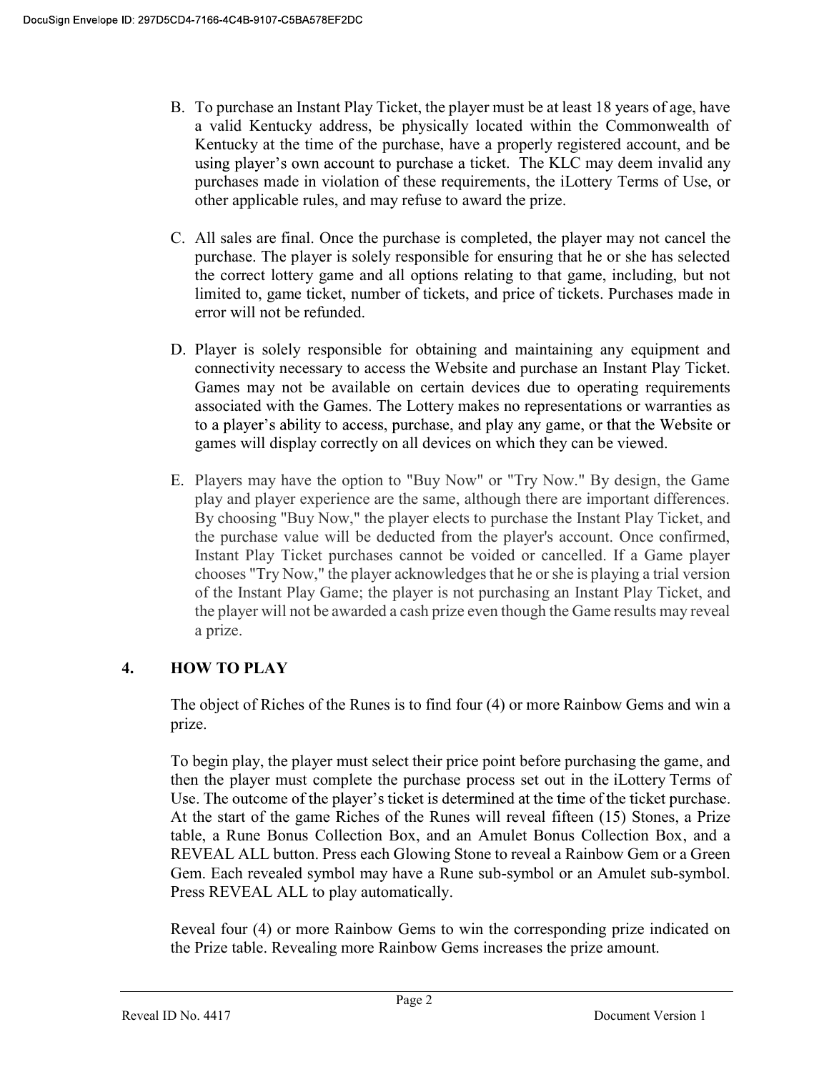B. To purchase an Instant Play Ticket, the player must be at least 18 years of age, have a valid Kentucky address, be physically located within the Commonwealth of Kentucky at the time of the purchase, have a properly registered account, and be using player's own account to purchase a ticket. The KLC may deem invalid any purchases made in violation of these requirements, the iLottery Terms of Use, or other applicable rules, and may refuse to award the prize.

C. All sales are final. Once the purchase is completed, the player may not cancel the purchase. The player is solely responsible for ensuring that he or she has selected the correct lottery game and all options relating to that game, including, but not limited to, game ticket, number of tickets, and price of tickets. Purchases made in error will not be refunded.

D. Player is solely responsible for obtaining and maintaining any equipment and connectivity necessary to access the Website and purchase an Instant Play Ticket. Games may not be available on certain devices due to operating requirements associated with the Games. The Lottery makes no representations or warranties as to a player's ability to access, purchase, and play any game, or that the Website or games will display correctly on all devices on which they can be viewed.

E. Players may have the option to "Buy Now" or "Try Now." By design, the Game play and player experience are the same, although there are important differences. By choosing "Buy Now," the player elects to purchase the Instant Play Ticket, and the purchase value will be deducted from the player's account. Once confirmed, Instant Play Ticket purchases cannot be voided or cancelled. If a Game player chooses "Try Now," the player acknowledges that he or she is playing a trial version of the Instant Play Game; the player is not purchasing an Instant Play Ticket, and the player will not be awarded a cash prize even though the Game results may reveal a prize.

## 4. HOW TO PLAY

The object of Riches of the Runes is to find four (4) or more Rainbow Gems and win a prize.

To begin play, the player must select their price point before purchasing the game, and then the player must complete the purchase process set out in the iLottery Terms of Use. The outcome of the player's ticket is determined at the time of the ticket purchase. At the start of the game Riches of the Runes will reveal fifteen (15) Stones, a Prize table, a Rune Bonus Collection Box, and an Amulet Bonus Collection Box, and a REVEAL ALL button. Press each Glowing Stone to reveal a Rainbow Gem or a Green Gem. Each revealed symbol may have a Rune sub-symbol or an Amulet sub-symbol. Press REVEAL ALL to play automatically.

Reveal four (4) or more Rainbow Gems to win the corresponding prize indicated on the Prize table. Revealing more Rainbow Gems increases the prize amount.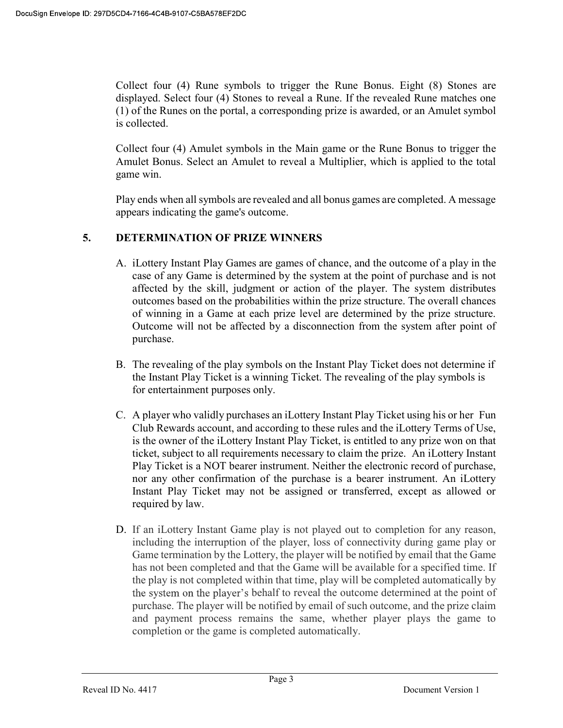Collect four (4) Rune symbols to trigger the Rune Bonus. Eight (8) Stones are displayed. Select four (4) Stones to reveal a Rune. If the revealed Rune matches one (1) of the Runes on the portal, a corresponding prize is awarded, or an Amulet symbol is collected.

Collect four (4) Amulet symbols in the Main game or the Rune Bonus to trigger the Amulet Bonus. Select an Amulet to reveal a Multiplier, which is applied to the total game win.

Play ends when all symbols are revealed and all bonus games are completed. A message appears indicating the game's outcome.

## 5. DETERMINATION OF PRIZE WINNERS

A. iLottery Instant Play Games are games of chance, and the outcome of a play in the case of any Game is determined by the system at the point of purchase and is not affected by the skill, judgment or action of the player. The system distributes outcomes based on the probabilities within the prize structure. The overall chances of winning in a Game at each prize level are determined by the prize structure. Outcome will not be affected by a disconnection from the system after point of purchase.

B. The revealing of the play symbols on the Instant Play Ticket does not determine if the Instant Play Ticket is a winning Ticket. The revealing of the play symbols is for entertainment purposes only.

C. A player who validly purchases an iLottery Instant Play Ticket using his or her Fun Club Rewards account, and according to these rules and the iLottery Terms of Use, is the owner of the iLottery Instant Play Ticket, is entitled to any prize won on that ticket, subject to all requirements necessary to claim the prize. An iLottery Instant Play Ticket is a NOT bearer instrument. Neither the electronic record of purchase, nor any other confirmation of the purchase is a bearer instrument. An iLottery Instant Play Ticket may not be assigned or transferred, except as allowed or required by law.

D. If an iLottery Instant Game play is not played out to completion for any reason, including the interruption of the player, loss of connectivity during game play or Game termination by the Lottery, the player will be notified by email that the Game has not been completed and that the Game will be available for a specified time. If the play is not completed within that time, play will be completed automatically by the system on the player's behalf to reveal the outcome determined at the point of purchase. The player will be notified by email of such outcome, and the prize claim and payment process remains the same, whether player plays the game to completion or the game is completed automatically.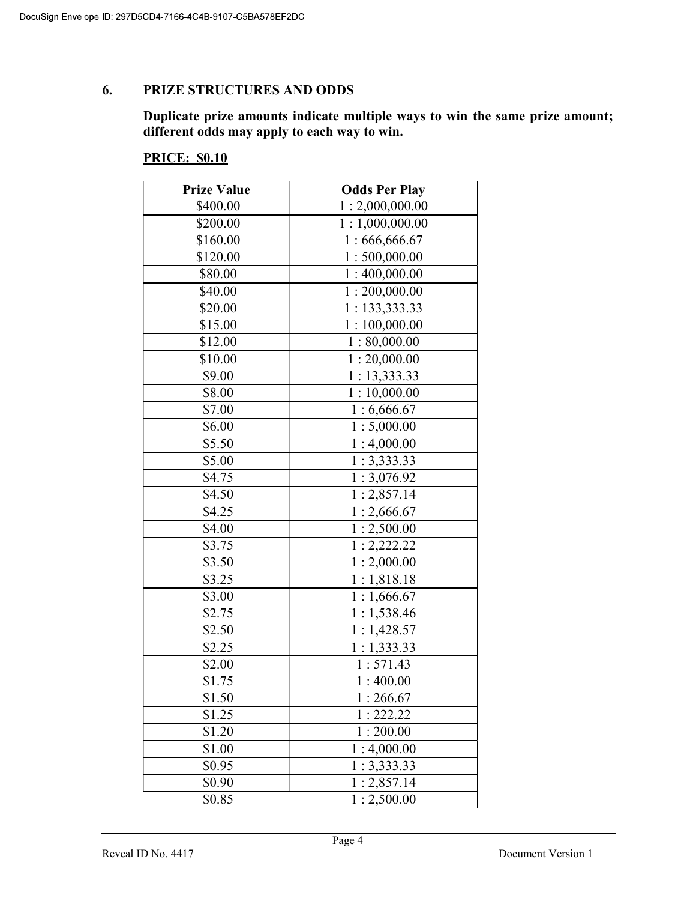## 6. PRIZE STRUCTURES AND ODDS

**Duplicate prize amounts indicate multiple ways to win the same prize amount; different odds may apply to each way to win.**

**PRICE: $0.10**

| Prize Value | Odds Per Play |
|---|---|
| $400.00 | 1 : 2,000,000.00 |
| $200.00 | 1 : 1,000,000.00 |
| $160.00 | 1 : 666,666.67 |
| $120.00 | 1 : 500,000.00 |
| $80.00 | 1 : 400,000.00 |
| $40.00 | 1 : 200,000.00 |
| $20.00 | 1 : 133,333.33 |
| $15.00 | 1 : 100,000.00 |
| $12.00 | 1 : 80,000.00 |
| $10.00 | 1 : 20,000.00 |
| $9.00 | 1 : 13,333.33 |
| $8.00 | 1 : 10,000.00 |
| $7.00 | 1 : 6,666.67 |
| $6.00 | 1 : 5,000.00 |
| $5.50 | 1 : 4,000.00 |
| $5.00 | 1 : 3,333.33 |
| $4.75 | 1 : 3,076.92 |
| $4.50 | 1 : 2,857.14 |
| $4.25 | 1 : 2,666.67 |
| $4.00 | 1 : 2,500.00 |
| $3.75 | 1 : 2,222.22 |
| $3.50 | 1 : 2,000.00 |
| $3.25 | 1 : 1,818.18 |
| $3.00 | 1 : 1,666.67 |
| $2.75 | 1 : 1,538.46 |
| $2.50 | 1 : 1,428.57 |
| $2.25 | 1 : 1,333.33 |
| $2.00 | 1 : 571.43 |
| $1.75 | 1 : 400.00 |
| $1.50 | 1 : 266.67 |
| $1.25 | 1 : 222.22 |
| $1.20 | 1 : 200.00 |
| $1.00 | 1 : 4,000.00 |
| $0.95 | 1 : 3,333.33 |
| $0.90 | 1 : 2,857.14 |
| $0.85 | 1 : 2,500.00 |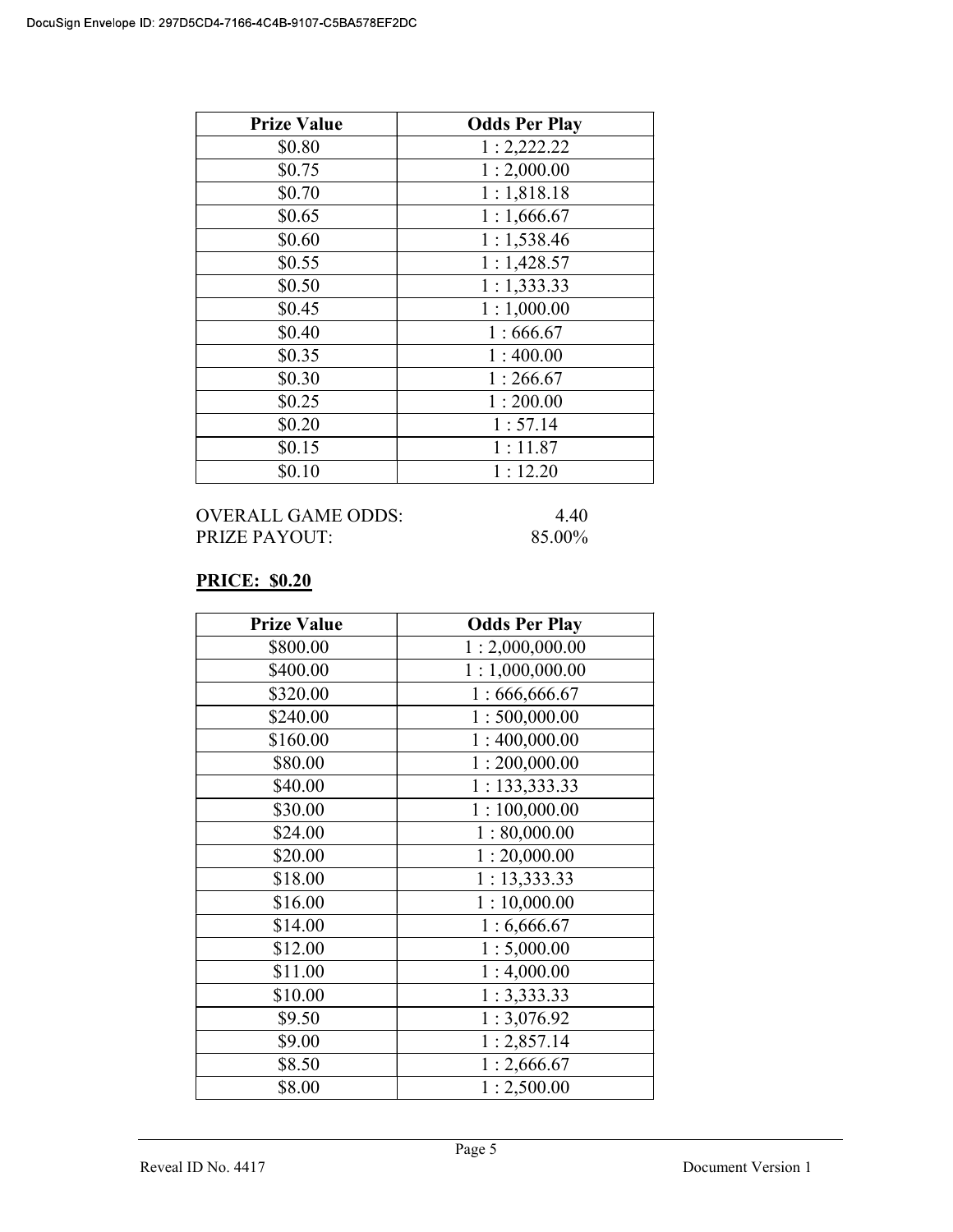| Prize Value | Odds Per Play |
|---|---|
| $0.80 | 1 : 2,222.22 |
| $0.75 | 1 : 2,000.00 |
| $0.70 | 1 : 1,818.18 |
| $0.65 | 1 : 1,666.67 |
| $0.60 | 1 : 1,538.46 |
| $0.55 | 1 : 1,428.57 |
| $0.50 | 1 : 1,333.33 |
| $0.45 | 1 : 1,000.00 |
| $0.40 | 1 : 666.67 |
| $0.35 | 1 : 400.00 |
| $0.30 | 1 : 266.67 |
| $0.25 | 1 : 200.00 |
| $0.20 | 1 : 57.14 |
| $0.15 | 1 : 11.87 |
| $0.10 | 1 : 12.20 |

OVERALL GAME ODDS: 4.40
PRIZE PAYOUT: 85.00%

**PRICE: $0.20**

| Prize Value | Odds Per Play |
|---|---|
| $800.00 | 1 : 2,000,000.00 |
| $400.00 | 1 : 1,000,000.00 |
| $320.00 | 1 : 666,666.67 |
| $240.00 | 1 : 500,000.00 |
| $160.00 | 1 : 400,000.00 |
| $80.00 | 1 : 200,000.00 |
| $40.00 | 1 : 133,333.33 |
| $30.00 | 1 : 100,000.00 |
| $24.00 | 1 : 80,000.00 |
| $20.00 | 1 : 20,000.00 |
| $18.00 | 1 : 13,333.33 |
| $16.00 | 1 : 10,000.00 |
| $14.00 | 1 : 6,666.67 |
| $12.00 | 1 : 5,000.00 |
| $11.00 | 1 : 4,000.00 |
| $10.00 | 1 : 3,333.33 |
| $9.50 | 1 : 3,076.92 |
| $9.00 | 1 : 2,857.14 |
| $8.50 | 1 : 2,666.67 |
| $8.00 | 1 : 2,500.00 |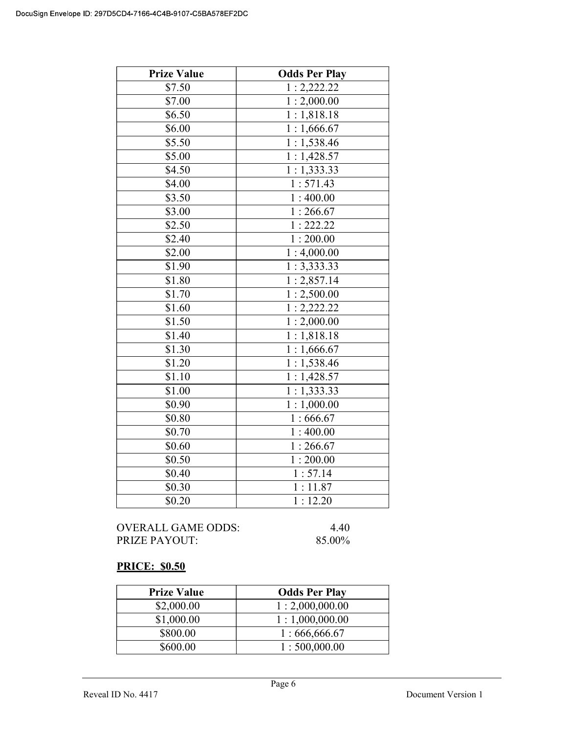| Prize Value | Odds Per Play |
|---|---|
| $7.50 | 1 : 2,222.22 |
| $7.00 | 1 : 2,000.00 |
| $6.50 | 1 : 1,818.18 |
| $6.00 | 1 : 1,666.67 |
| $5.50 | 1 : 1,538.46 |
| $5.00 | 1 : 1,428.57 |
| $4.50 | 1 : 1,333.33 |
| $4.00 | 1 : 571.43 |
| $3.50 | 1 : 400.00 |
| $3.00 | 1 : 266.67 |
| $2.50 | 1 : 222.22 |
| $2.40 | 1 : 200.00 |
| $2.00 | 1 : 4,000.00 |
| $1.90 | 1 : 3,333.33 |
| $1.80 | 1 : 2,857.14 |
| $1.70 | 1 : 2,500.00 |
| $1.60 | 1 : 2,222.22 |
| $1.50 | 1 : 2,000.00 |
| $1.40 | 1 : 1,818.18 |
| $1.30 | 1 : 1,666.67 |
| $1.20 | 1 : 1,538.46 |
| $1.10 | 1 : 1,428.57 |
| $1.00 | 1 : 1,333.33 |
| $0.90 | 1 : 1,000.00 |
| $0.80 | 1 : 666.67 |
| $0.70 | 1 : 400.00 |
| $0.60 | 1 : 266.67 |
| $0.50 | 1 : 200.00 |
| $0.40 | 1 : 57.14 |
| $0.30 | 1 : 11.87 |
| $0.20 | 1 : 12.20 |

OVERALL GAME ODDS: 4.40
PRIZE PAYOUT: 85.00%

**PRICE: $0.50**

| Prize Value | Odds Per Play |
|---|---|
| $2,000.00 | 1 : 2,000,000.00 |
| $1,000.00 | 1 : 1,000,000.00 |
| $800.00 | 1 : 666,666.67 |
| $600.00 | 1 : 500,000.00 |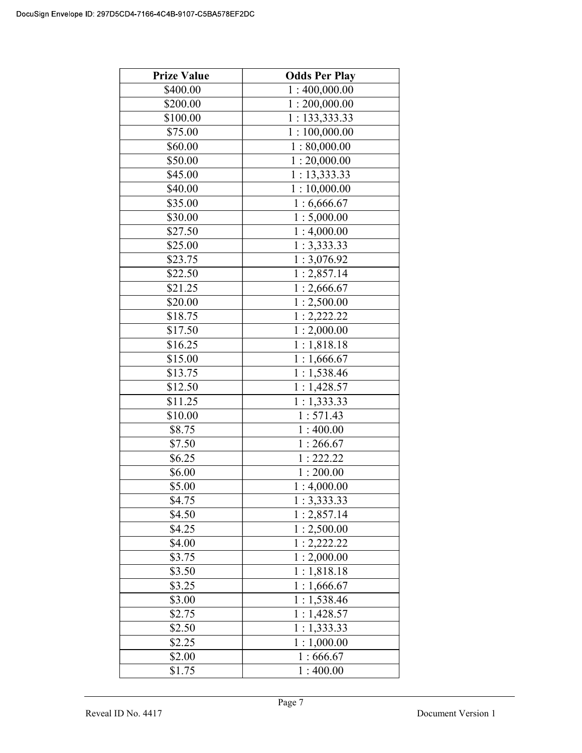| Prize Value | Odds Per Play |
|---|---|
| $400.00 | 1 : 400,000.00 |
| $200.00 | 1 : 200,000.00 |
| $100.00 | 1 : 133,333.33 |
| $75.00 | 1 : 100,000.00 |
| $60.00 | 1 : 80,000.00 |
| $50.00 | 1 : 20,000.00 |
| $45.00 | 1 : 13,333.33 |
| $40.00 | 1 : 10,000.00 |
| $35.00 | 1 : 6,666.67 |
| $30.00 | 1 : 5,000.00 |
| $27.50 | 1 : 4,000.00 |
| $25.00 | 1 : 3,333.33 |
| $23.75 | 1 : 3,076.92 |
| $22.50 | 1 : 2,857.14 |
| $21.25 | 1 : 2,666.67 |
| $20.00 | 1 : 2,500.00 |
| $18.75 | 1 : 2,222.22 |
| $17.50 | 1 : 2,000.00 |
| $16.25 | 1 : 1,818.18 |
| $15.00 | 1 : 1,666.67 |
| $13.75 | 1 : 1,538.46 |
| $12.50 | 1 : 1,428.57 |
| $11.25 | 1 : 1,333.33 |
| $10.00 | 1 : 571.43 |
| $8.75 | 1 : 400.00 |
| $7.50 | 1 : 266.67 |
| $6.25 | 1 : 222.22 |
| $6.00 | 1 : 200.00 |
| $5.00 | 1 : 4,000.00 |
| $4.75 | 1 : 3,333.33 |
| $4.50 | 1 : 2,857.14 |
| $4.25 | 1 : 2,500.00 |
| $4.00 | 1 : 2,222.22 |
| $3.75 | 1 : 2,000.00 |
| $3.50 | 1 : 1,818.18 |
| $3.25 | 1 : 1,666.67 |
| $3.00 | 1 : 1,538.46 |
| $2.75 | 1 : 1,428.57 |
| $2.50 | 1 : 1,333.33 |
| $2.25 | 1 : 1,000.00 |
| $2.00 | 1 : 666.67 |
| $1.75 | 1 : 400.00 |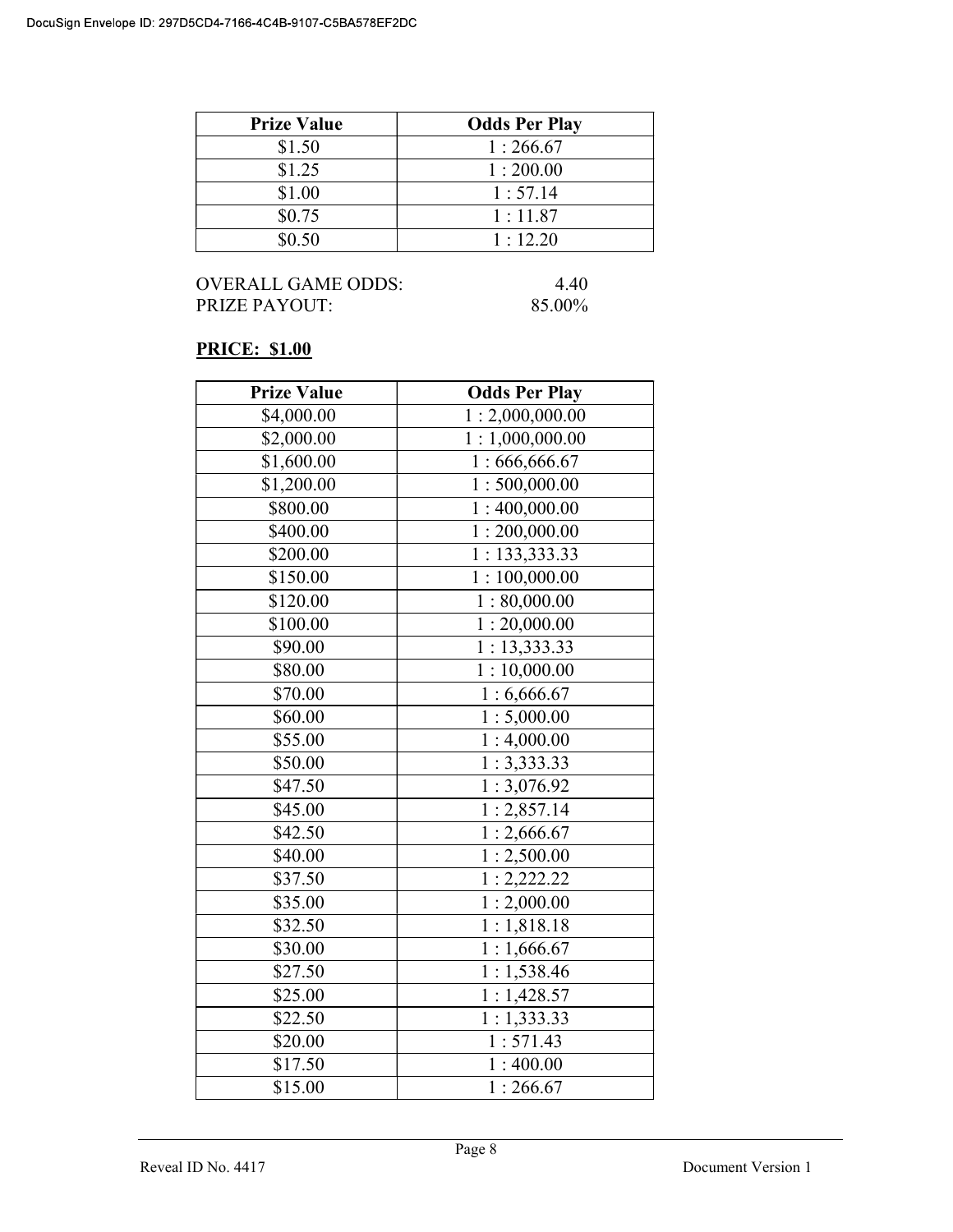| Prize Value | Odds Per Play |
|---|---|
| $1.50 | 1 : 266.67 |
| $1.25 | 1 : 200.00 |
| $1.00 | 1 : 57.14 |
| $0.75 | 1 : 11.87 |
| $0.50 | 1 : 12.20 |

OVERALL GAME ODDS: 4.40
PRIZE PAYOUT: 85.00%

**PRICE: $1.00**

| Prize Value | Odds Per Play |
|---|---|
| $4,000.00 | 1 : 2,000,000.00 |
| $2,000.00 | 1 : 1,000,000.00 |
| $1,600.00 | 1 : 666,666.67 |
| $1,200.00 | 1 : 500,000.00 |
| $800.00 | 1 : 400,000.00 |
| $400.00 | 1 : 200,000.00 |
| $200.00 | 1 : 133,333.33 |
| $150.00 | 1 : 100,000.00 |
| $120.00 | 1 : 80,000.00 |
| $100.00 | 1 : 20,000.00 |
| $90.00 | 1 : 13,333.33 |
| $80.00 | 1 : 10,000.00 |
| $70.00 | 1 : 6,666.67 |
| $60.00 | 1 : 5,000.00 |
| $55.00 | 1 : 4,000.00 |
| $50.00 | 1 : 3,333.33 |
| $47.50 | 1 : 3,076.92 |
| $45.00 | 1 : 2,857.14 |
| $42.50 | 1 : 2,666.67 |
| $40.00 | 1 : 2,500.00 |
| $37.50 | 1 : 2,222.22 |
| $35.00 | 1 : 2,000.00 |
| $32.50 | 1 : 1,818.18 |
| $30.00 | 1 : 1,666.67 |
| $27.50 | 1 : 1,538.46 |
| $25.00 | 1 : 1,428.57 |
| $22.50 | 1 : 1,333.33 |
| $20.00 | 1 : 571.43 |
| $17.50 | 1 : 400.00 |
| $15.00 | 1 : 266.67 |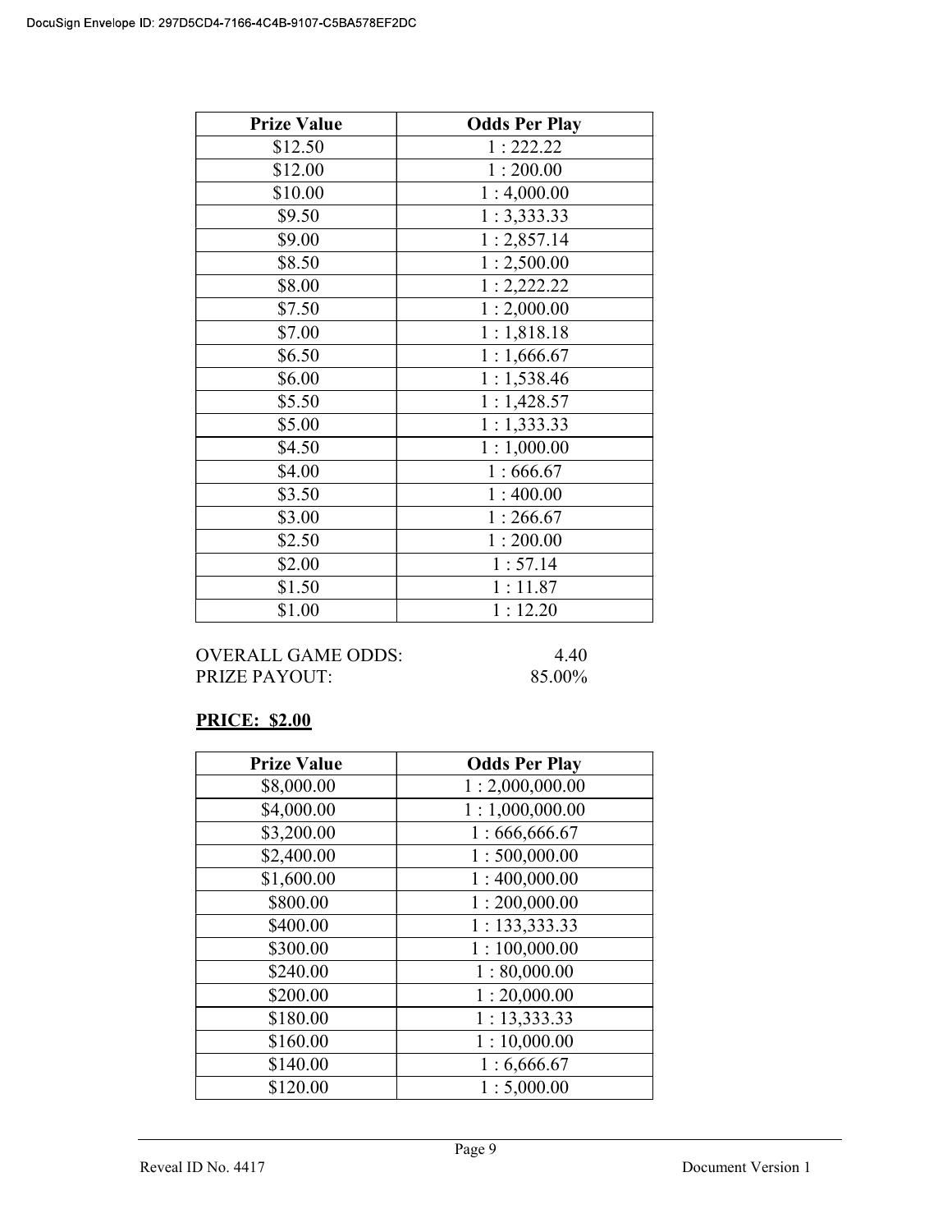| Prize Value | Odds Per Play |
|---|---|
| $12.50 | 1 : 222.22 |
| $12.00 | 1 : 200.00 |
| $10.00 | 1 : 4,000.00 |
| $9.50 | 1 : 3,333.33 |
| $9.00 | 1 : 2,857.14 |
| $8.50 | 1 : 2,500.00 |
| $8.00 | 1 : 2,222.22 |
| $7.50 | 1 : 2,000.00 |
| $7.00 | 1 : 1,818.18 |
| $6.50 | 1 : 1,666.67 |
| $6.00 | 1 : 1,538.46 |
| $5.50 | 1 : 1,428.57 |
| $5.00 | 1 : 1,333.33 |
| $4.50 | 1 : 1,000.00 |
| $4.00 | 1 : 666.67 |
| $3.50 | 1 : 400.00 |
| $3.00 | 1 : 266.67 |
| $2.50 | 1 : 200.00 |
| $2.00 | 1 : 57.14 |
| $1.50 | 1 : 11.87 |
| $1.00 | 1 : 12.20 |

OVERALL GAME ODDS: 4.40
PRIZE PAYOUT: 85.00%

**PRICE: $2.00**

| Prize Value | Odds Per Play |
|---|---|
| $8,000.00 | 1 : 2,000,000.00 |
| $4,000.00 | 1 : 1,000,000.00 |
| $3,200.00 | 1 : 666,666.67 |
| $2,400.00 | 1 : 500,000.00 |
| $1,600.00 | 1 : 400,000.00 |
| $800.00 | 1 : 200,000.00 |
| $400.00 | 1 : 133,333.33 |
| $300.00 | 1 : 100,000.00 |
| $240.00 | 1 : 80,000.00 |
| $200.00 | 1 : 20,000.00 |
| $180.00 | 1 : 13,333.33 |
| $160.00 | 1 : 10,000.00 |
| $140.00 | 1 : 6,666.67 |
| $120.00 | 1 : 5,000.00 |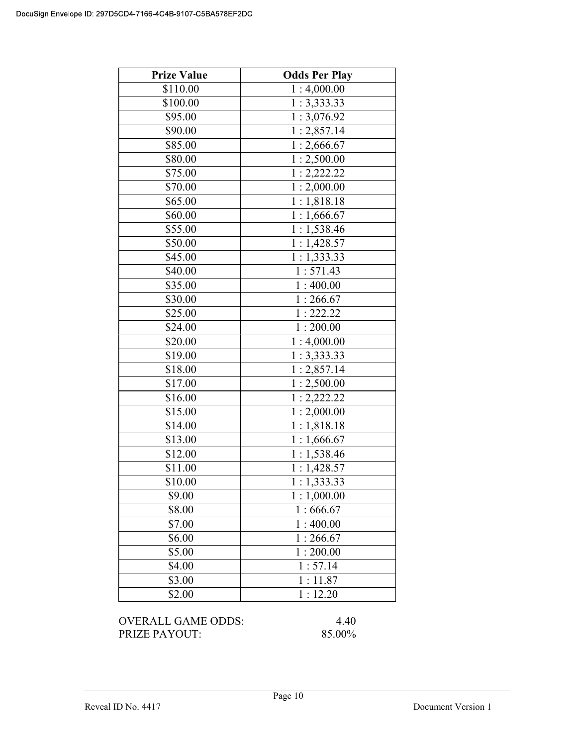| Prize Value | Odds Per Play |
|---|---|
| $110.00 | 1 : 4,000.00 |
| $100.00 | 1 : 3,333.33 |
| $95.00 | 1 : 3,076.92 |
| $90.00 | 1 : 2,857.14 |
| $85.00 | 1 : 2,666.67 |
| $80.00 | 1 : 2,500.00 |
| $75.00 | 1 : 2,222.22 |
| $70.00 | 1 : 2,000.00 |
| $65.00 | 1 : 1,818.18 |
| $60.00 | 1 : 1,666.67 |
| $55.00 | 1 : 1,538.46 |
| $50.00 | 1 : 1,428.57 |
| $45.00 | 1 : 1,333.33 |
| $40.00 | 1 : 571.43 |
| $35.00 | 1 : 400.00 |
| $30.00 | 1 : 266.67 |
| $25.00 | 1 : 222.22 |
| $24.00 | 1 : 200.00 |
| $20.00 | 1 : 4,000.00 |
| $19.00 | 1 : 3,333.33 |
| $18.00 | 1 : 2,857.14 |
| $17.00 | 1 : 2,500.00 |
| $16.00 | 1 : 2,222.22 |
| $15.00 | 1 : 2,000.00 |
| $14.00 | 1 : 1,818.18 |
| $13.00 | 1 : 1,666.67 |
| $12.00 | 1 : 1,538.46 |
| $11.00 | 1 : 1,428.57 |
| $10.00 | 1 : 1,333.33 |
| $9.00 | 1 : 1,000.00 |
| $8.00 | 1 : 666.67 |
| $7.00 | 1 : 400.00 |
| $6.00 | 1 : 266.67 |
| $5.00 | 1 : 200.00 |
| $4.00 | 1 : 57.14 |
| $3.00 | 1 : 11.87 |
| $2.00 | 1 : 12.20 |

OVERALL GAME ODDS: 4.40

PRIZE PAYOUT: 85.00%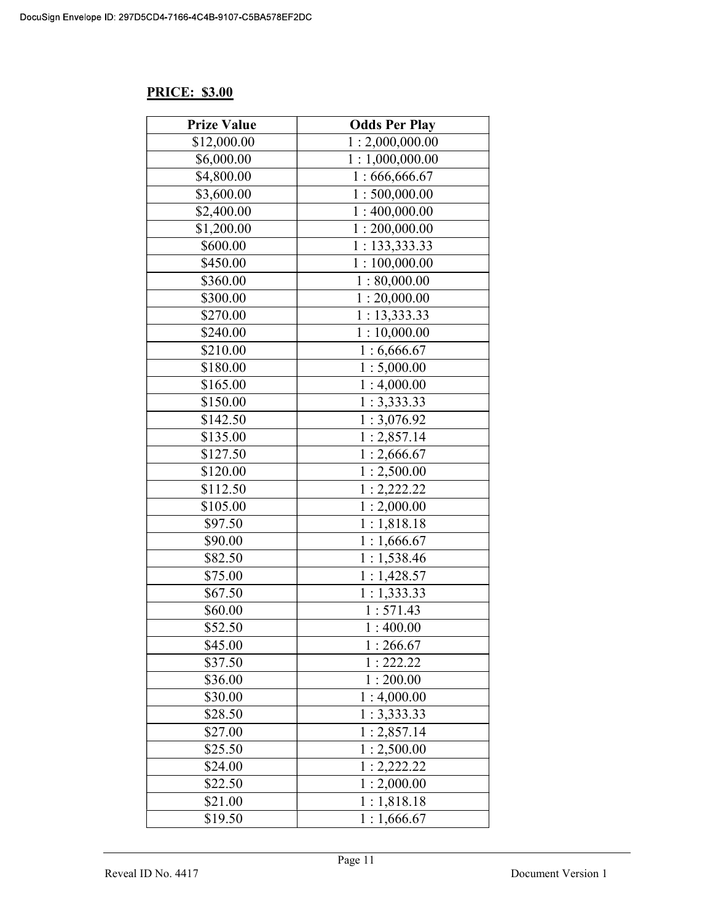**PRICE: $3.00**

| Prize Value | Odds Per Play |
|---|---|
| $12,000.00 | 1 : 2,000,000.00 |
| $6,000.00 | 1 : 1,000,000.00 |
| $4,800.00 | 1 : 666,666.67 |
| $3,600.00 | 1 : 500,000.00 |
| $2,400.00 | 1 : 400,000.00 |
| $1,200.00 | 1 : 200,000.00 |
| $600.00 | 1 : 133,333.33 |
| $450.00 | 1 : 100,000.00 |
| $360.00 | 1 : 80,000.00 |
| $300.00 | 1 : 20,000.00 |
| $270.00 | 1 : 13,333.33 |
| $240.00 | 1 : 10,000.00 |
| $210.00 | 1 : 6,666.67 |
| $180.00 | 1 : 5,000.00 |
| $165.00 | 1 : 4,000.00 |
| $150.00 | 1 : 3,333.33 |
| $142.50 | 1 : 3,076.92 |
| $135.00 | 1 : 2,857.14 |
| $127.50 | 1 : 2,666.67 |
| $120.00 | 1 : 2,500.00 |
| $112.50 | 1 : 2,222.22 |
| $105.00 | 1 : 2,000.00 |
| $97.50 | 1 : 1,818.18 |
| $90.00 | 1 : 1,666.67 |
| $82.50 | 1 : 1,538.46 |
| $75.00 | 1 : 1,428.57 |
| $67.50 | 1 : 1,333.33 |
| $60.00 | 1 : 571.43 |
| $52.50 | 1 : 400.00 |
| $45.00 | 1 : 266.67 |
| $37.50 | 1 : 222.22 |
| $36.00 | 1 : 200.00 |
| $30.00 | 1 : 4,000.00 |
| $28.50 | 1 : 3,333.33 |
| $27.00 | 1 : 2,857.14 |
| $25.50 | 1 : 2,500.00 |
| $24.00 | 1 : 2,222.22 |
| $22.50 | 1 : 2,000.00 |
| $21.00 | 1 : 1,818.18 |
| $19.50 | 1 : 1,666.67 |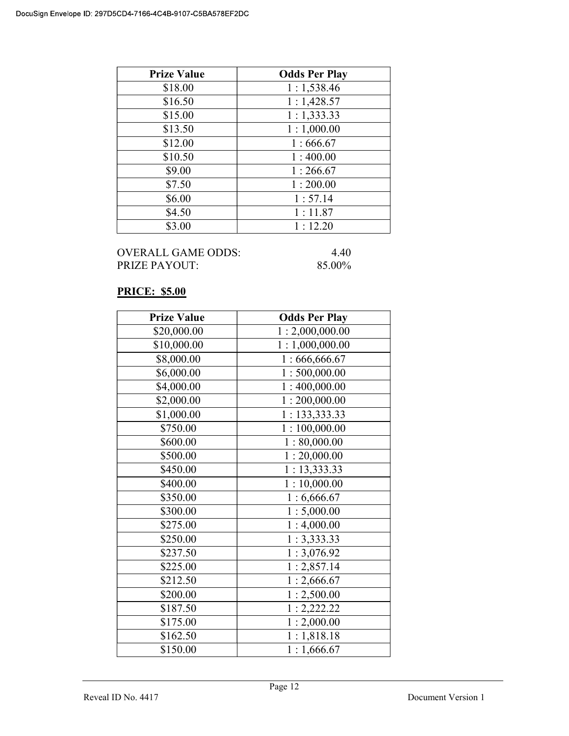| Prize Value | Odds Per Play |
|---|---|
| $18.00 | 1 : 1,538.46 |
| $16.50 | 1 : 1,428.57 |
| $15.00 | 1 : 1,333.33 |
| $13.50 | 1 : 1,000.00 |
| $12.00 | 1 : 666.67 |
| $10.50 | 1 : 400.00 |
| $9.00 | 1 : 266.67 |
| $7.50 | 1 : 200.00 |
| $6.00 | 1 : 57.14 |
| $4.50 | 1 : 11.87 |
| $3.00 | 1 : 12.20 |

OVERALL GAME ODDS: 4.40
PRIZE PAYOUT: 85.00%

**PRICE: $5.00**

| Prize Value | Odds Per Play |
|---|---|
| $20,000.00 | 1 : 2,000,000.00 |
| $10,000.00 | 1 : 1,000,000.00 |
| $8,000.00 | 1 : 666,666.67 |
| $6,000.00 | 1 : 500,000.00 |
| $4,000.00 | 1 : 400,000.00 |
| $2,000.00 | 1 : 200,000.00 |
| $1,000.00 | 1 : 133,333.33 |
| $750.00 | 1 : 100,000.00 |
| $600.00 | 1 : 80,000.00 |
| $500.00 | 1 : 20,000.00 |
| $450.00 | 1 : 13,333.33 |
| $400.00 | 1 : 10,000.00 |
| $350.00 | 1 : 6,666.67 |
| $300.00 | 1 : 5,000.00 |
| $275.00 | 1 : 4,000.00 |
| $250.00 | 1 : 3,333.33 |
| $237.50 | 1 : 3,076.92 |
| $225.00 | 1 : 2,857.14 |
| $212.50 | 1 : 2,666.67 |
| $200.00 | 1 : 2,500.00 |
| $187.50 | 1 : 2,222.22 |
| $175.00 | 1 : 2,000.00 |
| $162.50 | 1 : 1,818.18 |
| $150.00 | 1 : 1,666.67 |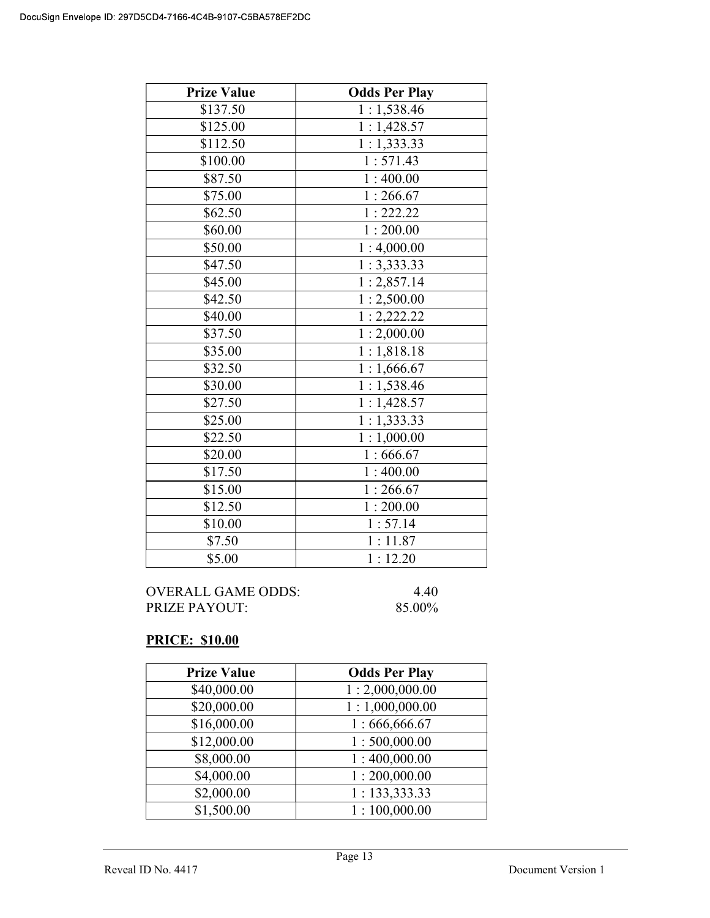| Prize Value | Odds Per Play |
|---|---|
| $137.50 | 1 : 1,538.46 |
| $125.00 | 1 : 1,428.57 |
| $112.50 | 1 : 1,333.33 |
| $100.00 | 1 : 571.43 |
| $87.50 | 1 : 400.00 |
| $75.00 | 1 : 266.67 |
| $62.50 | 1 : 222.22 |
| $60.00 | 1 : 200.00 |
| $50.00 | 1 : 4,000.00 |
| $47.50 | 1 : 3,333.33 |
| $45.00 | 1 : 2,857.14 |
| $42.50 | 1 : 2,500.00 |
| $40.00 | 1 : 2,222.22 |
| $37.50 | 1 : 2,000.00 |
| $35.00 | 1 : 1,818.18 |
| $32.50 | 1 : 1,666.67 |
| $30.00 | 1 : 1,538.46 |
| $27.50 | 1 : 1,428.57 |
| $25.00 | 1 : 1,333.33 |
| $22.50 | 1 : 1,000.00 |
| $20.00 | 1 : 666.67 |
| $17.50 | 1 : 400.00 |
| $15.00 | 1 : 266.67 |
| $12.50 | 1 : 200.00 |
| $10.00 | 1 : 57.14 |
| $7.50 | 1 : 11.87 |
| $5.00 | 1 : 12.20 |

OVERALL GAME ODDS: 4.40
PRIZE PAYOUT: 85.00%

**PRICE: $10.00**

| Prize Value | Odds Per Play |
|---|---|
| $40,000.00 | 1 : 2,000,000.00 |
| $20,000.00 | 1 : 1,000,000.00 |
| $16,000.00 | 1 : 666,666.67 |
| $12,000.00 | 1 : 500,000.00 |
| $8,000.00 | 1 : 400,000.00 |
| $4,000.00 | 1 : 200,000.00 |
| $2,000.00 | 1 : 133,333.33 |
| $1,500.00 | 1 : 100,000.00 |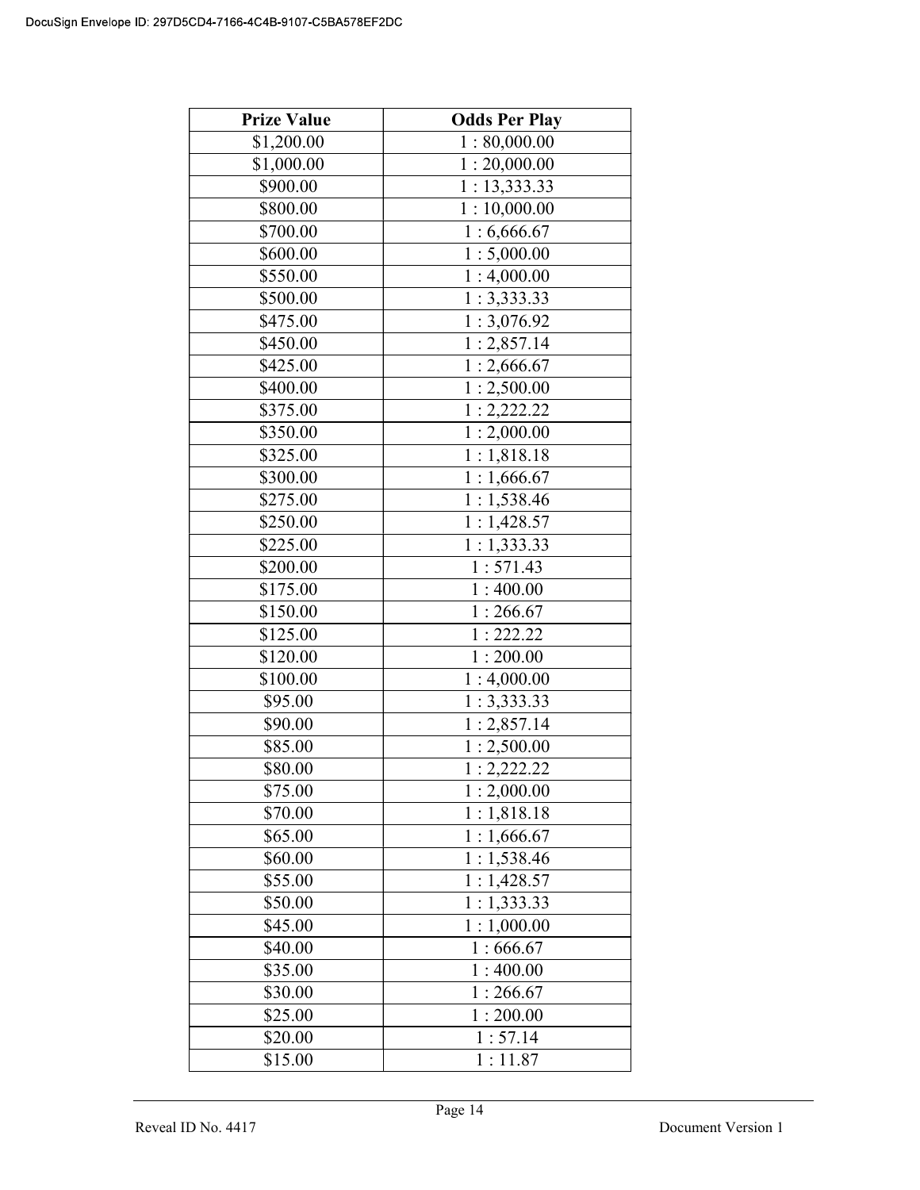| Prize Value | Odds Per Play |
|---|---|
| $1,200.00 | 1 : 80,000.00 |
| $1,000.00 | 1 : 20,000.00 |
| $900.00 | 1 : 13,333.33 |
| $800.00 | 1 : 10,000.00 |
| $700.00 | 1 : 6,666.67 |
| $600.00 | 1 : 5,000.00 |
| $550.00 | 1 : 4,000.00 |
| $500.00 | 1 : 3,333.33 |
| $475.00 | 1 : 3,076.92 |
| $450.00 | 1 : 2,857.14 |
| $425.00 | 1 : 2,666.67 |
| $400.00 | 1 : 2,500.00 |
| $375.00 | 1 : 2,222.22 |
| $350.00 | 1 : 2,000.00 |
| $325.00 | 1 : 1,818.18 |
| $300.00 | 1 : 1,666.67 |
| $275.00 | 1 : 1,538.46 |
| $250.00 | 1 : 1,428.57 |
| $225.00 | 1 : 1,333.33 |
| $200.00 | 1 : 571.43 |
| $175.00 | 1 : 400.00 |
| $150.00 | 1 : 266.67 |
| $125.00 | 1 : 222.22 |
| $120.00 | 1 : 200.00 |
| $100.00 | 1 : 4,000.00 |
| $95.00 | 1 : 3,333.33 |
| $90.00 | 1 : 2,857.14 |
| $85.00 | 1 : 2,500.00 |
| $80.00 | 1 : 2,222.22 |
| $75.00 | 1 : 2,000.00 |
| $70.00 | 1 : 1,818.18 |
| $65.00 | 1 : 1,666.67 |
| $60.00 | 1 : 1,538.46 |
| $55.00 | 1 : 1,428.57 |
| $50.00 | 1 : 1,333.33 |
| $45.00 | 1 : 1,000.00 |
| $40.00 | 1 : 666.67 |
| $35.00 | 1 : 400.00 |
| $30.00 | 1 : 266.67 |
| $25.00 | 1 : 200.00 |
| $20.00 | 1 : 57.14 |
| $15.00 | 1 : 11.87 |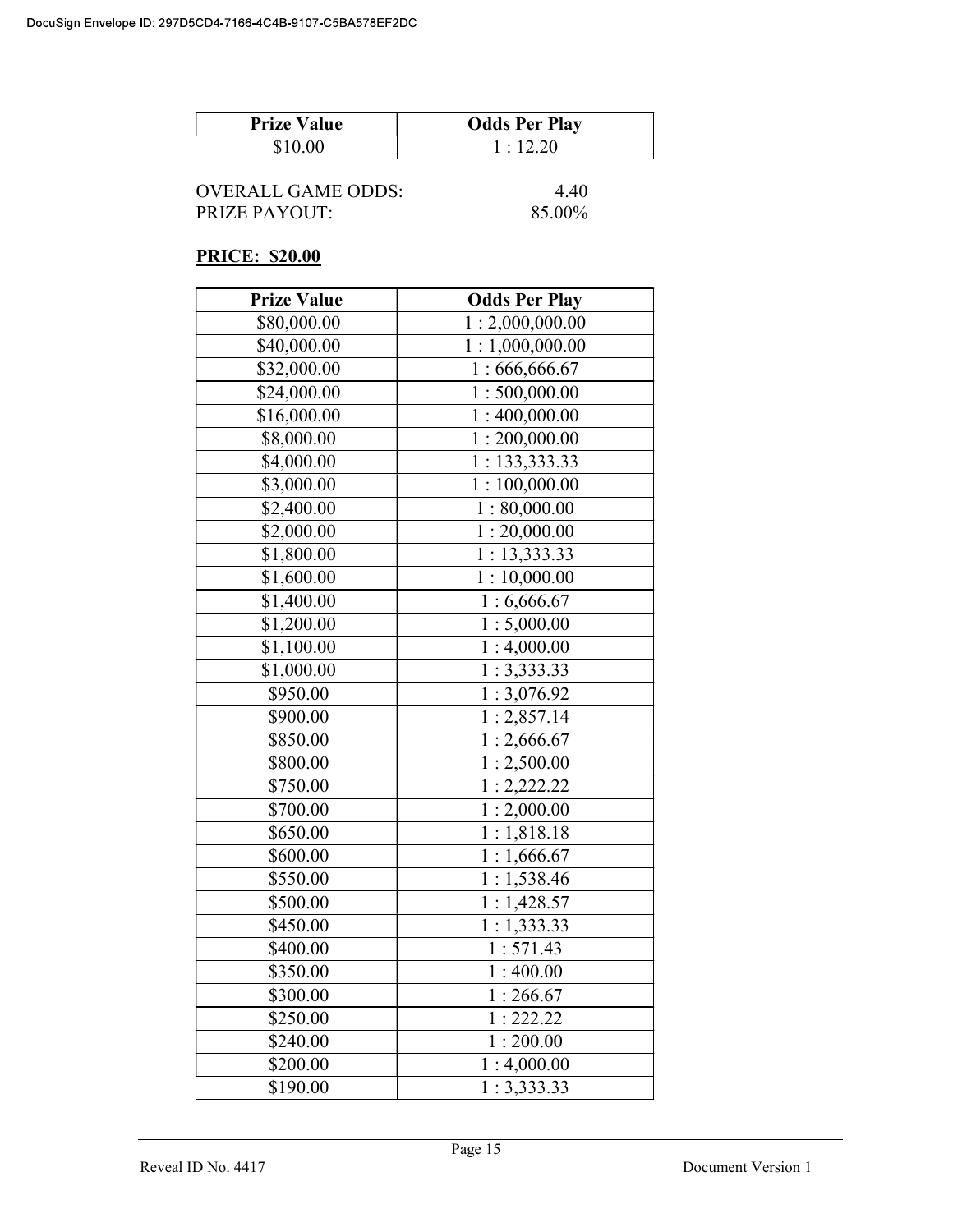| Prize Value | Odds Per Play |
|---|---|
| $10.00 | 1 : 12.20 |

OVERALL GAME ODDS: 4.40
PRIZE PAYOUT: 85.00%

**PRICE: $20.00**

| Prize Value | Odds Per Play |
|---|---|
| $80,000.00 | 1 : 2,000,000.00 |
| $40,000.00 | 1 : 1,000,000.00 |
| $32,000.00 | 1 : 666,666.67 |
| $24,000.00 | 1 : 500,000.00 |
| $16,000.00 | 1 : 400,000.00 |
| $8,000.00 | 1 : 200,000.00 |
| $4,000.00 | 1 : 133,333.33 |
| $3,000.00 | 1 : 100,000.00 |
| $2,400.00 | 1 : 80,000.00 |
| $2,000.00 | 1 : 20,000.00 |
| $1,800.00 | 1 : 13,333.33 |
| $1,600.00 | 1 : 10,000.00 |
| $1,400.00 | 1 : 6,666.67 |
| $1,200.00 | 1 : 5,000.00 |
| $1,100.00 | 1 : 4,000.00 |
| $1,000.00 | 1 : 3,333.33 |
| $950.00 | 1 : 3,076.92 |
| $900.00 | 1 : 2,857.14 |
| $850.00 | 1 : 2,666.67 |
| $800.00 | 1 : 2,500.00 |
| $750.00 | 1 : 2,222.22 |
| $700.00 | 1 : 2,000.00 |
| $650.00 | 1 : 1,818.18 |
| $600.00 | 1 : 1,666.67 |
| $550.00 | 1 : 1,538.46 |
| $500.00 | 1 : 1,428.57 |
| $450.00 | 1 : 1,333.33 |
| $400.00 | 1 : 571.43 |
| $350.00 | 1 : 400.00 |
| $300.00 | 1 : 266.67 |
| $250.00 | 1 : 222.22 |
| $240.00 | 1 : 200.00 |
| $200.00 | 1 : 4,000.00 |
| $190.00 | 1 : 3,333.33 |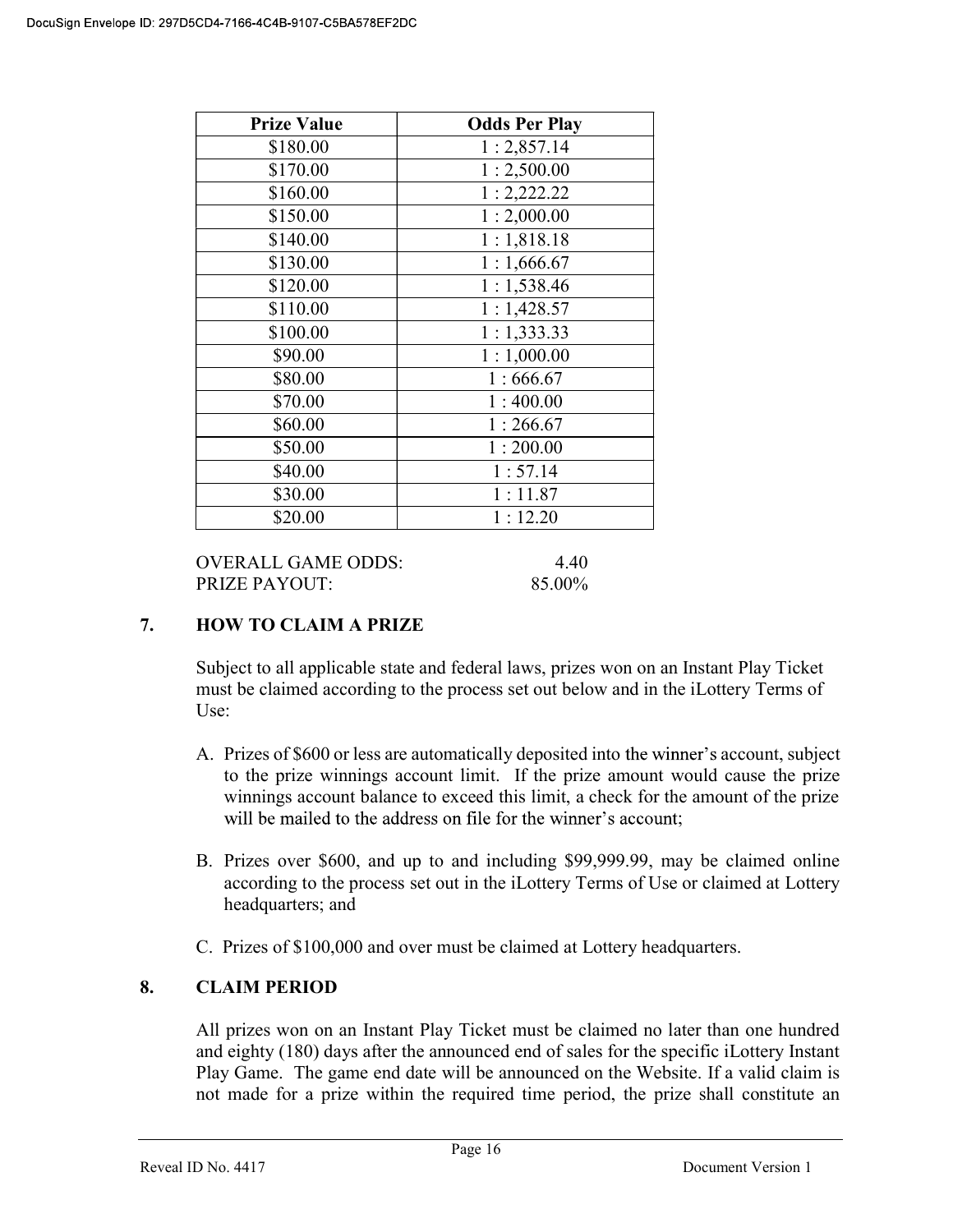| Prize Value | Odds Per Play |
|---|---|
| $180.00 | 1 : 2,857.14 |
| $170.00 | 1 : 2,500.00 |
| $160.00 | 1 : 2,222.22 |
| $150.00 | 1 : 2,000.00 |
| $140.00 | 1 : 1,818.18 |
| $130.00 | 1 : 1,666.67 |
| $120.00 | 1 : 1,538.46 |
| $110.00 | 1 : 1,428.57 |
| $100.00 | 1 : 1,333.33 |
| $90.00 | 1 : 1,000.00 |
| $80.00 | 1 : 666.67 |
| $70.00 | 1 : 400.00 |
| $60.00 | 1 : 266.67 |
| $50.00 | 1 : 200.00 |
| $40.00 | 1 : 57.14 |
| $30.00 | 1 : 11.87 |
| $20.00 | 1 : 12.20 |

OVERALL GAME ODDS: 4.40
PRIZE PAYOUT: 85.00%

## 7. HOW TO CLAIM A PRIZE

Subject to all applicable state and federal laws, prizes won on an Instant Play Ticket must be claimed according to the process set out below and in the iLottery Terms of Use:

A. Prizes of $600 or less are automatically deposited into the winner's account, subject to the prize winnings account limit. If the prize amount would cause the prize winnings account balance to exceed this limit, a check for the amount of the prize will be mailed to the address on file for the winner's account;

B. Prizes over $600, and up to and including $99,999.99, may be claimed online according to the process set out in the iLottery Terms of Use or claimed at Lottery headquarters; and

C. Prizes of $100,000 and over must be claimed at Lottery headquarters.

## 8. CLAIM PERIOD

All prizes won on an Instant Play Ticket must be claimed no later than one hundred and eighty (180) days after the announced end of sales for the specific iLottery Instant Play Game. The game end date will be announced on the Website. If a valid claim is not made for a prize within the required time period, the prize shall constitute an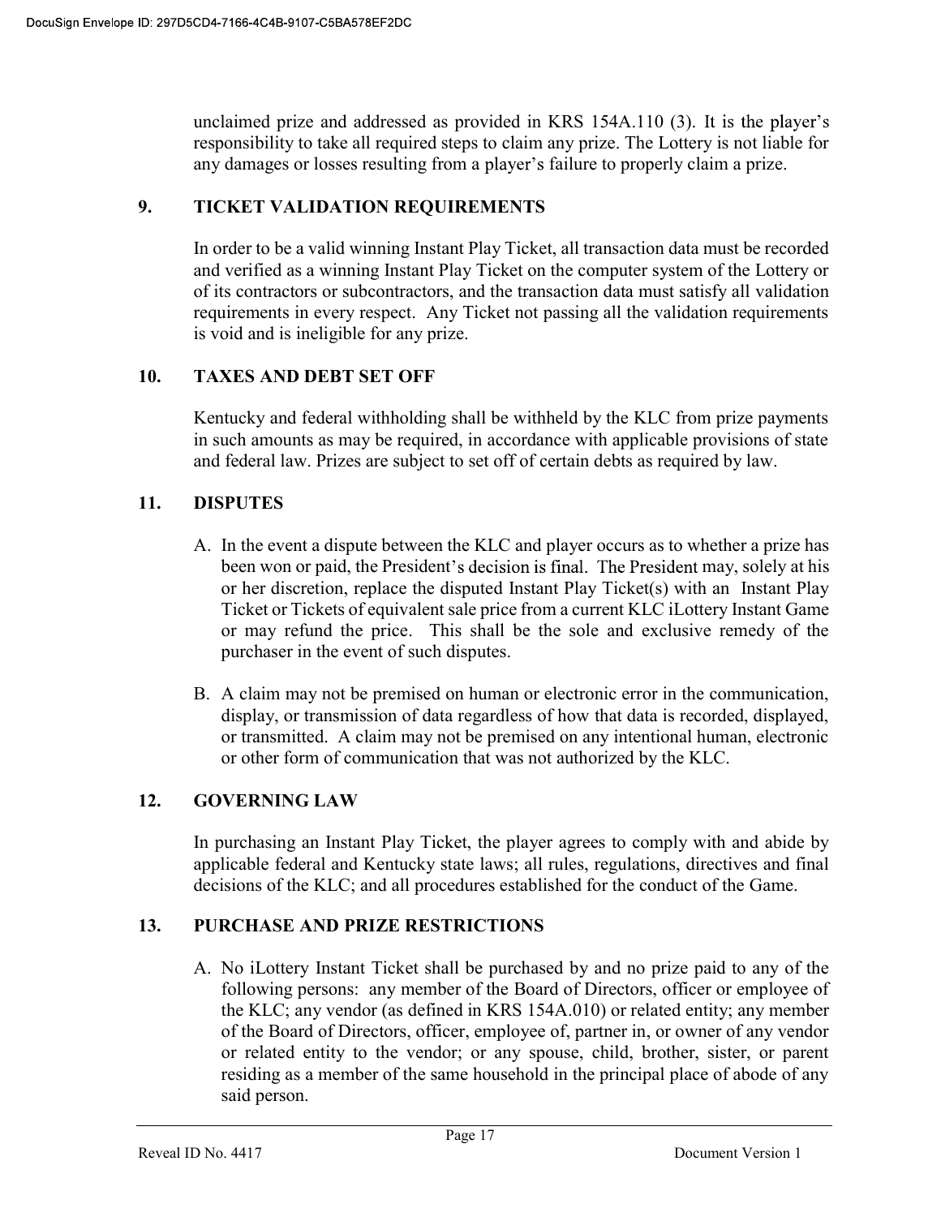unclaimed prize and addressed as provided in KRS 154A.110 (3). It is the player's responsibility to take all required steps to claim any prize. The Lottery is not liable for any damages or losses resulting from a player's failure to properly claim a prize.

## 9. TICKET VALIDATION REQUIREMENTS

In order to be a valid winning Instant Play Ticket, all transaction data must be recorded and verified as a winning Instant Play Ticket on the computer system of the Lottery or of its contractors or subcontractors, and the transaction data must satisfy all validation requirements in every respect. Any Ticket not passing all the validation requirements is void and is ineligible for any prize.

## 10. TAXES AND DEBT SET OFF

Kentucky and federal withholding shall be withheld by the KLC from prize payments in such amounts as may be required, in accordance with applicable provisions of state and federal law. Prizes are subject to set off of certain debts as required by law.

## 11. DISPUTES

A. In the event a dispute between the KLC and player occurs as to whether a prize has been won or paid, the President's decision is final. The President may, solely at his or her discretion, replace the disputed Instant Play Ticket(s) with an Instant Play Ticket or Tickets of equivalent sale price from a current KLC iLottery Instant Game or may refund the price. This shall be the sole and exclusive remedy of the purchaser in the event of such disputes.

B. A claim may not be premised on human or electronic error in the communication, display, or transmission of data regardless of how that data is recorded, displayed, or transmitted. A claim may not be premised on any intentional human, electronic or other form of communication that was not authorized by the KLC.

## 12. GOVERNING LAW

In purchasing an Instant Play Ticket, the player agrees to comply with and abide by applicable federal and Kentucky state laws; all rules, regulations, directives and final decisions of the KLC; and all procedures established for the conduct of the Game.

## 13. PURCHASE AND PRIZE RESTRICTIONS

A. No iLottery Instant Ticket shall be purchased by and no prize paid to any of the following persons: any member of the Board of Directors, officer or employee of the KLC; any vendor (as defined in KRS 154A.010) or related entity; any member of the Board of Directors, officer, employee of, partner in, or owner of any vendor or related entity to the vendor; or any spouse, child, brother, sister, or parent residing as a member of the same household in the principal place of abode of any said person.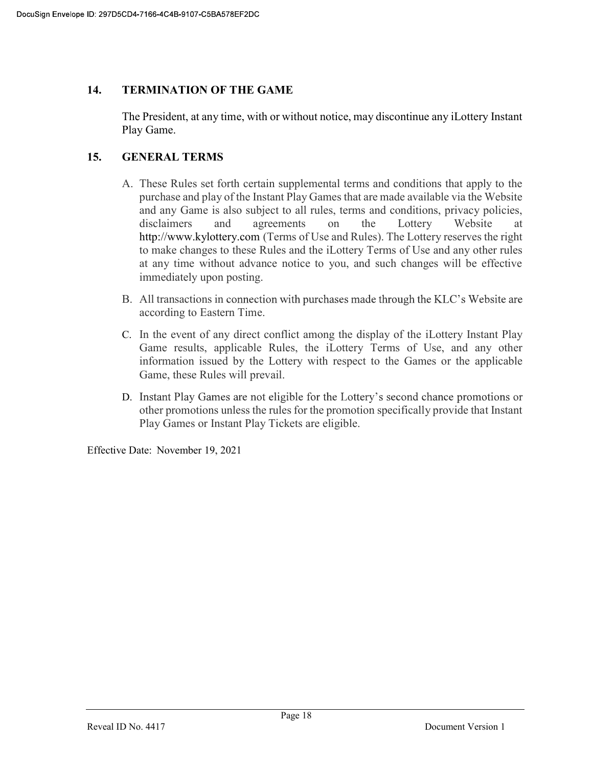## 14. TERMINATION OF THE GAME

The President, at any time, with or without notice, may discontinue any iLottery Instant Play Game.

## 15. GENERAL TERMS

A. These Rules set forth certain supplemental terms and conditions that apply to the purchase and play of the Instant Play Games that are made available via the Website and any Game is also subject to all rules, terms and conditions, privacy policies, disclaimers and agreements on the Lottery Website at http://www.kylottery.com (Terms of Use and Rules). The Lottery reserves the right to make changes to these Rules and the iLottery Terms of Use and any other rules at any time without advance notice to you, and such changes will be effective immediately upon posting.

B. All transactions in connection with purchases made through the KLC's Website are according to Eastern Time.

C. In the event of any direct conflict among the display of the iLottery Instant Play Game results, applicable Rules, the iLottery Terms of Use, and any other information issued by the Lottery with respect to the Games or the applicable Game, these Rules will prevail.

D. Instant Play Games are not eligible for the Lottery's second chance promotions or other promotions unless the rules for the promotion specifically provide that Instant Play Games or Instant Play Tickets are eligible.

Effective Date: November 19, 2021